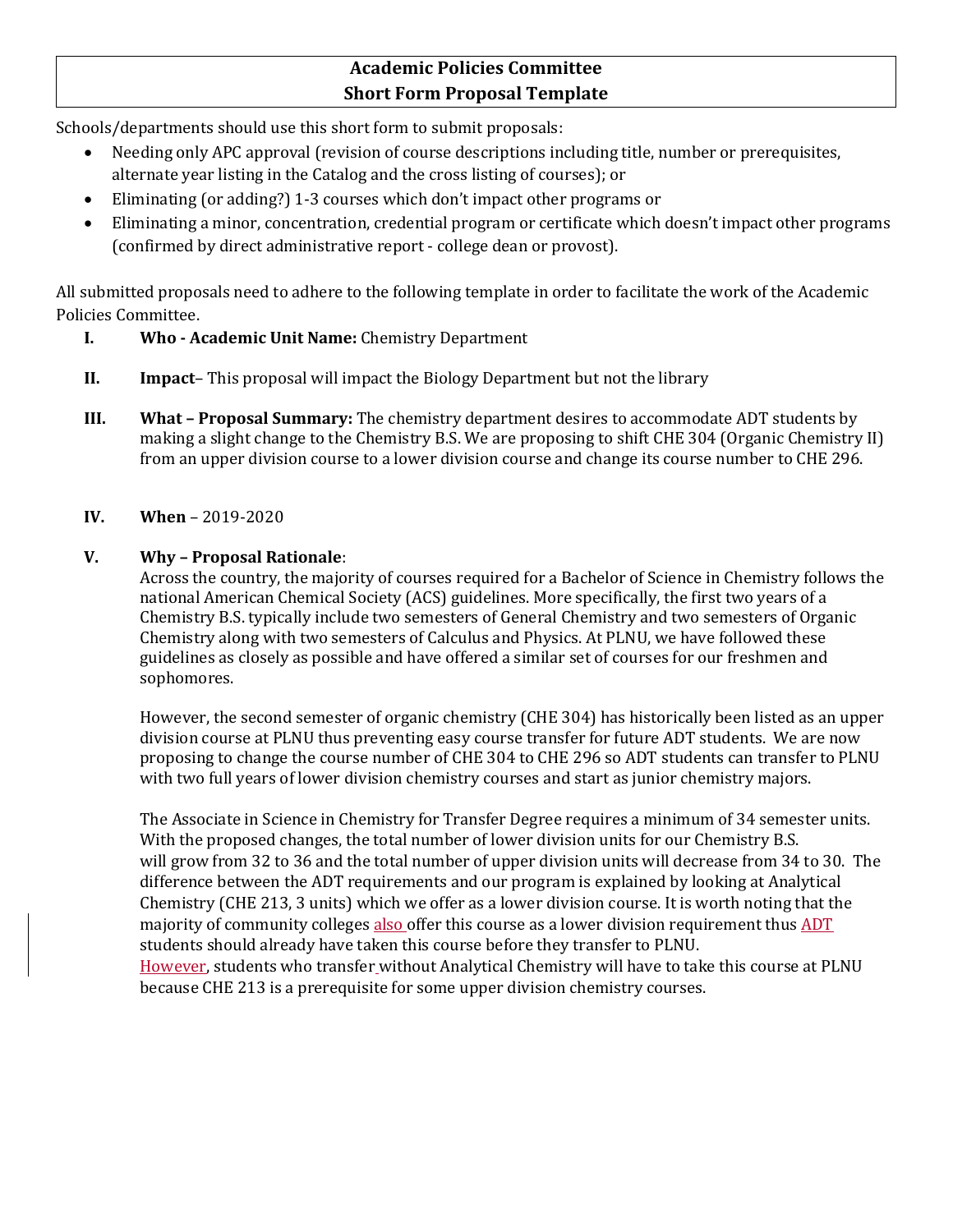# Academic Policies Committee
# Short Form Proposal Template

Schools/departments should use this short form to submit proposals:

- Needing only APC approval (revision of course descriptions including title, number or prerequisites, alternate year listing in the Catalog and the cross listing of courses); or
- Eliminating (or adding?) 1-3 courses which don't impact other programs or
- Eliminating a minor, concentration, credential program or certificate which doesn't impact other programs (confirmed by direct administrative report - college dean or provost).

All submitted proposals need to adhere to the following template in order to facilitate the work of the Academic Policies Committee.

**I. Who - Academic Unit Name:** Chemistry Department

**II. Impact**– This proposal will impact the Biology Department but not the library

**III. What – Proposal Summary:** The chemistry department desires to accommodate ADT students by making a slight change to the Chemistry B.S. We are proposing to shift CHE 304 (Organic Chemistry II) from an upper division course to a lower division course and change its course number to CHE 296.

**IV. When** – 2019-2020

**V. Why – Proposal Rationale**:

Across the country, the majority of courses required for a Bachelor of Science in Chemistry follows the national American Chemical Society (ACS) guidelines. More specifically, the first two years of a Chemistry B.S. typically include two semesters of General Chemistry and two semesters of Organic Chemistry along with two semesters of Calculus and Physics. At PLNU, we have followed these guidelines as closely as possible and have offered a similar set of courses for our freshmen and sophomores.

However, the second semester of organic chemistry (CHE 304) has historically been listed as an upper division course at PLNU thus preventing easy course transfer for future ADT students. We are now proposing to change the course number of CHE 304 to CHE 296 so ADT students can transfer to PLNU with two full years of lower division chemistry courses and start as junior chemistry majors.

The Associate in Science in Chemistry for Transfer Degree requires a minimum of 34 semester units. With the proposed changes, the total number of lower division units for our Chemistry B.S. will grow from 32 to 36 and the total number of upper division units will decrease from 34 to 30. The difference between the ADT requirements and our program is explained by looking at Analytical Chemistry (CHE 213, 3 units) which we offer as a lower division course. It is worth noting that the majority of community colleges also offer this course as a lower division requirement thus ADT students should already have taken this course before they transfer to PLNU. However, students who transfer without Analytical Chemistry will have to take this course at PLNU because CHE 213 is a prerequisite for some upper division chemistry courses.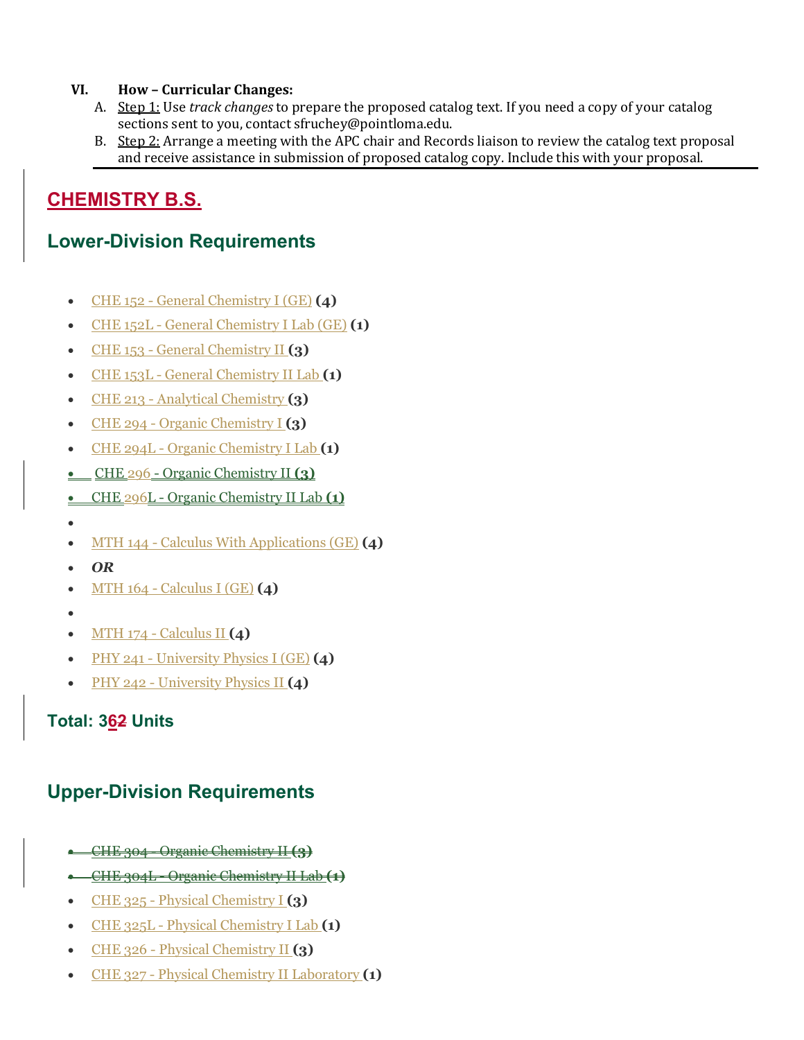VI. **How – Curricular Changes:**

A. Step 1: Use *track changes* to prepare the proposed catalog text. If you need a copy of your catalog sections sent to you, contact sfruchey@pointloma.edu.

B. Step 2: Arrange a meeting with the APC chair and Records liaison to review the catalog text proposal and receive assistance in submission of proposed catalog copy. Include this with your proposal.

# CHEMISTRY B.S.

## Lower-Division Requirements

- CHE 152 - General Chemistry I (GE) **(4)**
- CHE 152L - General Chemistry I Lab (GE) **(1)**
- CHE 153 - General Chemistry II **(3)**
- CHE 153L - General Chemistry II Lab **(1)**
- CHE 213 - Analytical Chemistry **(3)**
- CHE 294 - Organic Chemistry I **(3)**
- CHE 294L - Organic Chemistry I Lab **(1)**
- CHE 296 - Organic Chemistry II **(3)**
- CHE 296L - Organic Chemistry II Lab **(1)**
- 
- MTH 144 - Calculus With Applications (GE) **(4)**
- ***OR***
- MTH 164 - Calculus I (GE) **(4)**
- 
- MTH 174 - Calculus II **(4)**
- PHY 241 - University Physics I (GE) **(4)**
- PHY 242 - University Physics II **(4)**

## Total: 3~~2~~6 Units

## Upper-Division Requirements

- ~~CHE 304 - Organic Chemistry II **(3)**~~
- ~~CHE 304L - Organic Chemistry II Lab **(1)**~~
- CHE 325 - Physical Chemistry I **(3)**
- CHE 325L - Physical Chemistry I Lab **(1)**
- CHE 326 - Physical Chemistry II **(3)**
- CHE 327 - Physical Chemistry II Laboratory **(1)**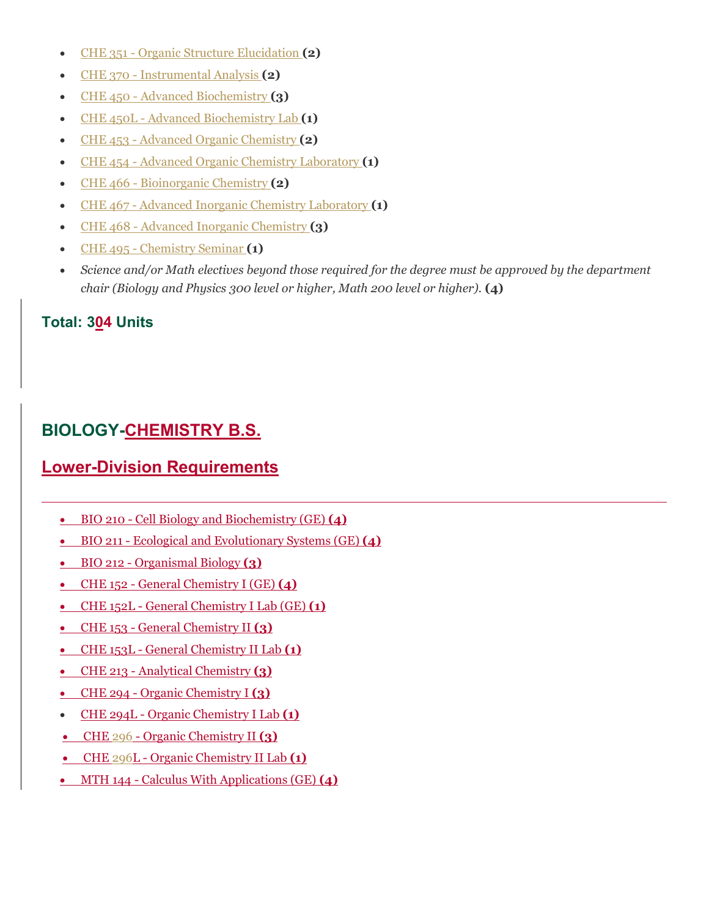- CHE 351 - Organic Structure Elucidation **(2)**
- CHE 370 - Instrumental Analysis **(2)**
- CHE 450 - Advanced Biochemistry **(3)**
- CHE 450L - Advanced Biochemistry Lab **(1)**
- CHE 453 - Advanced Organic Chemistry **(2)**
- CHE 454 - Advanced Organic Chemistry Laboratory **(1)**
- CHE 466 - Bioinorganic Chemistry **(2)**
- CHE 467 - Advanced Inorganic Chemistry Laboratory **(1)**
- CHE 468 - Advanced Inorganic Chemistry **(3)**
- CHE 495 - Chemistry Seminar **(1)**
- *Science and/or Math electives beyond those required for the degree must be approved by the department chair (Biology and Physics 300 level or higher, Math 200 level or higher).* **(4)**

### Total: 304 Units

## BIOLOGY-CHEMISTRY B.S.

## Lower-Division Requirements

---

- BIO 210 - Cell Biology and Biochemistry (GE) **(4)**
- BIO 211 - Ecological and Evolutionary Systems (GE) **(4)**
- BIO 212 - Organismal Biology **(3)**
- CHE 152 - General Chemistry I (GE) **(4)**
- CHE 152L - General Chemistry I Lab (GE) **(1)**
- CHE 153 - General Chemistry II **(3)**
- CHE 153L - General Chemistry II Lab **(1)**
- CHE 213 - Analytical Chemistry **(3)**
- CHE 294 - Organic Chemistry I **(3)**
- CHE 294L - Organic Chemistry I Lab **(1)**
- CHE 296 - Organic Chemistry II **(3)**
- CHE 296L - Organic Chemistry II Lab **(1)**
- MTH 144 - Calculus With Applications (GE) **(4)**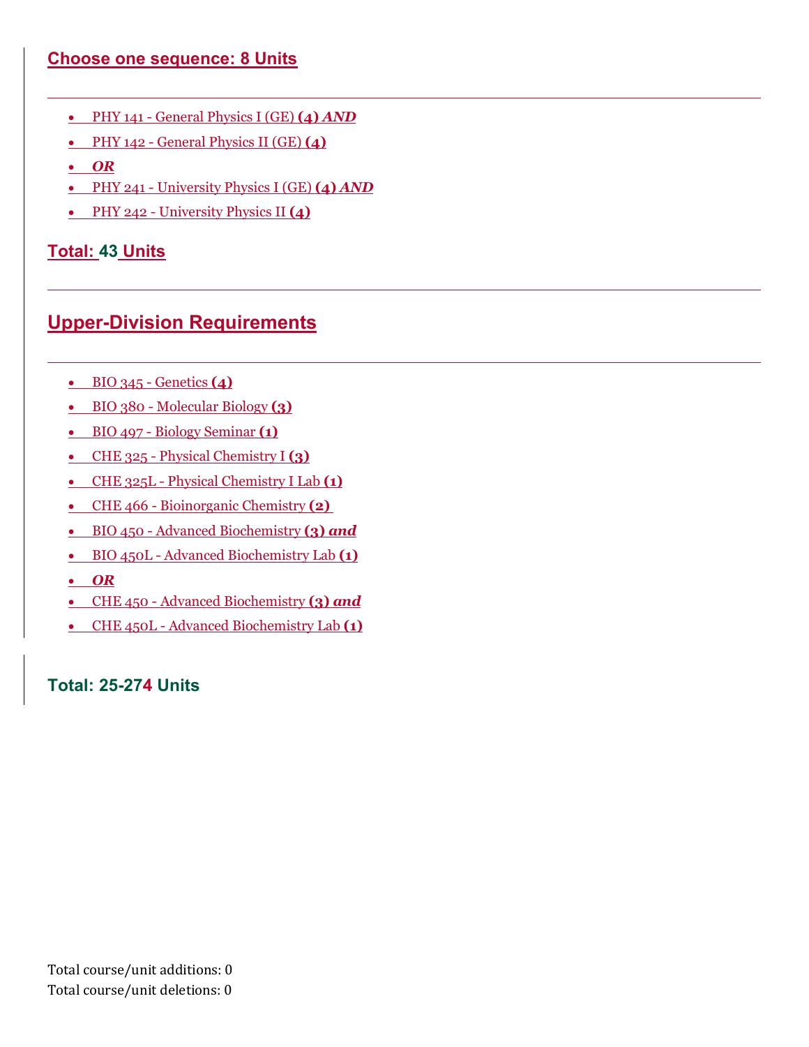## Choose one sequence: 8 Units

- PHY 141 - General Physics I (GE) **(4)** ***AND***
- PHY 142 - General Physics II (GE) **(4)**
- ***OR***
- PHY 241 - University Physics I (GE) **(4)** ***AND***
- PHY 242 - University Physics II **(4)**

## Total: 43 Units

## Upper-Division Requirements

- BIO 345 - Genetics **(4)**
- BIO 380 - Molecular Biology **(3)**
- BIO 497 - Biology Seminar **(1)**
- CHE 325 - Physical Chemistry I **(3)**
- CHE 325L - Physical Chemistry I Lab **(1)**
- CHE 466 - Bioinorganic Chemistry **(2)**
- BIO 450 - Advanced Biochemistry **(3)** ***and***
- BIO 450L - Advanced Biochemistry Lab **(1)**
- ***OR***
- CHE 450 - Advanced Biochemistry **(3)** ***and***
- CHE 450L - Advanced Biochemistry Lab **(1)**

## Total: 25-274 Units

Total course/unit additions: 0
Total course/unit deletions: 0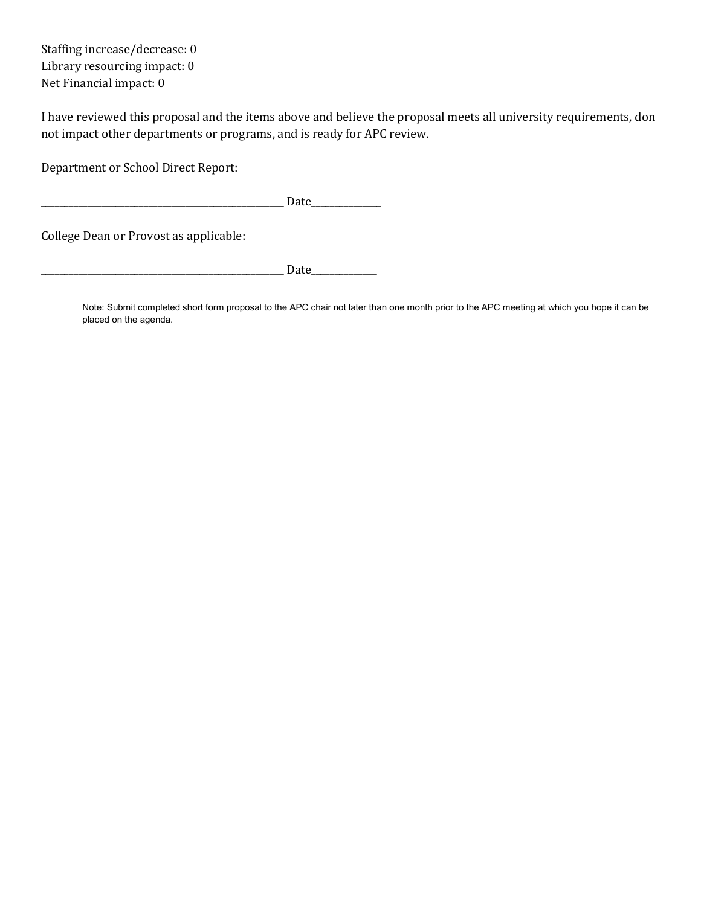Staffing increase/decrease: 0
Library resourcing impact: 0
Net Financial impact: 0

I have reviewed this proposal and the items above and believe the proposal meets all university requirements, don not impact other departments or programs, and is ready for APC review.

Department or School Direct Report:

_______________________________________________ Date______________

College Dean or Provost as applicable:

_______________________________________________ Date_____________

> Note: Submit completed short form proposal to the APC chair not later than one month prior to the APC meeting at which you hope it can be placed on the agenda.